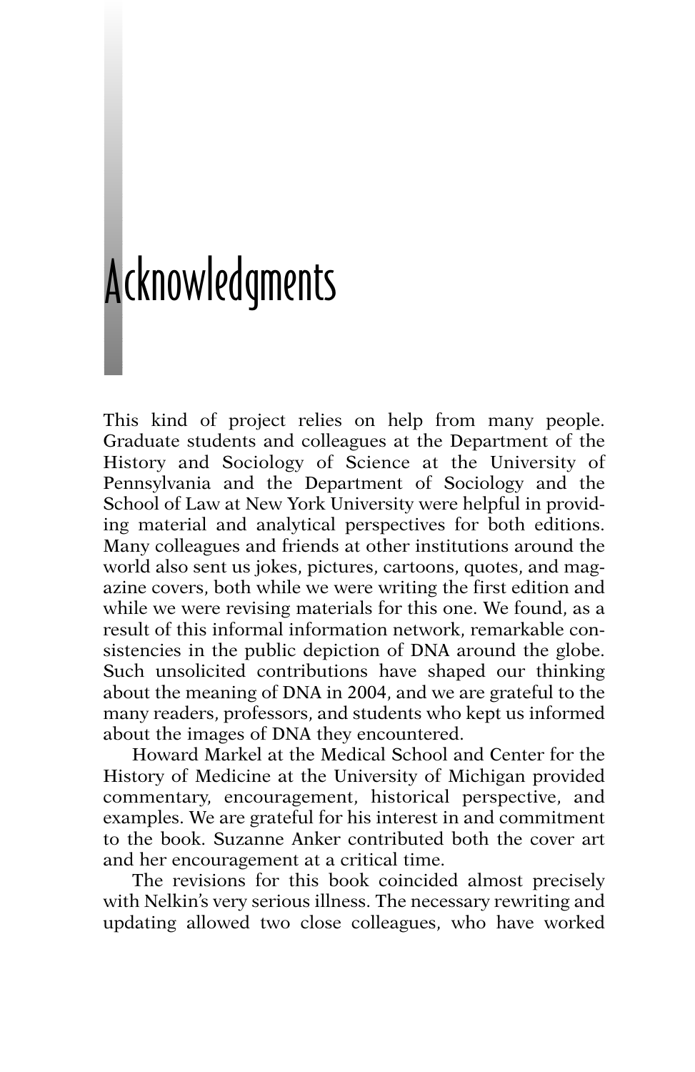# Acknowledgments

This kind of project relies on help from many people. Graduate students and colleagues at the Department of the History and Sociology of Science at the University of Pennsylvania and the Department of Sociology and the School of Law at New York University were helpful in providing material and analytical perspectives for both editions. Many colleagues and friends at other institutions around the world also sent us jokes, pictures, cartoons, quotes, and magazine covers, both while we were writing the first edition and while we were revising materials for this one. We found, as a result of this informal information network, remarkable consistencies in the public depiction of DNA around the globe. Such unsolicited contributions have shaped our thinking about the meaning of DNA in 2004, and we are grateful to the many readers, professors, and students who kept us informed about the images of DNA they encountered.

Howard Markel at the Medical School and Center for the History of Medicine at the University of Michigan provided commentary, encouragement, historical perspective, and examples. We are grateful for his interest in and commitment to the book. Suzanne Anker contributed both the cover art and her encouragement at a critical time.

The revisions for this book coincided almost precisely with Nelkin's very serious illness. The necessary rewriting and updating allowed two close colleagues, who have worked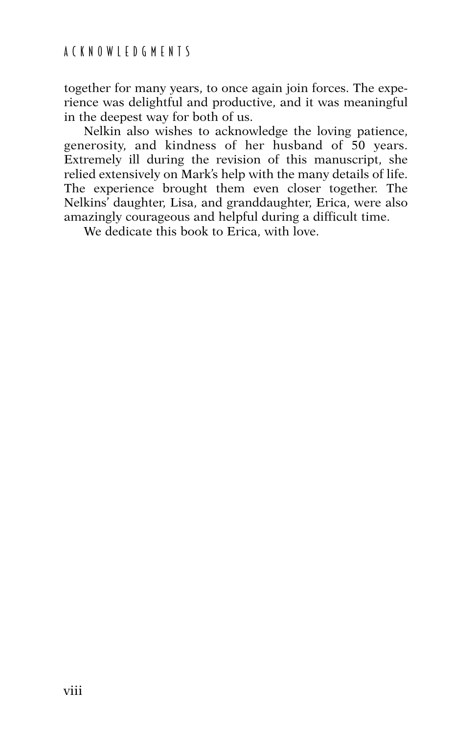together for many years, to once again join forces. The experience was delightful and productive, and it was meaningful in the deepest way for both of us.

Nelkin also wishes to acknowledge the loving patience, generosity, and kindness of her husband of 50 years. Extremely ill during the revision of this manuscript, she relied extensively on Mark's help with the many details of life. The experience brought them even closer together. The Nelkins' daughter, Lisa, and granddaughter, Erica, were also amazingly courageous and helpful during a difficult time.

We dedicate this book to Erica, with love.